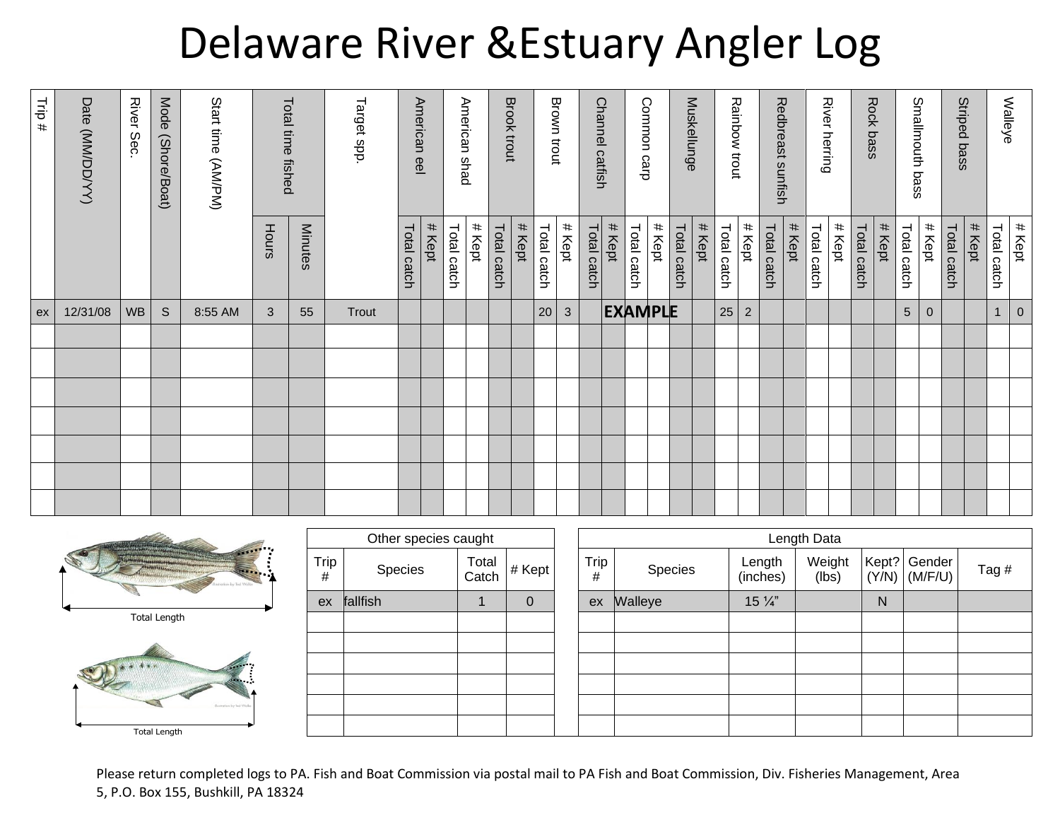# Delaware River &Estuary Angler Log

| Trip # | Date (MM/DD/YY) | River Sec. | Mode (Shore/Boat) | Start time (AM/PM) | Total time fished | | Target spp. | American eel | | American shad | | Brook trout | | Brown trout | | Channel catfish | | Common carp | | Muskellunge | | Rainbow trout | | Redbreast sunfish | | River herring | | Rock bass | | Smallmouth bass | | Striped bass | | Walleye | |
|---|---|---|---|---|---|---|---|---|---|---|---|---|---|---|---|---|---|---|---|---|---|---|---|---|---|---|---|---|---|---|---|---|---|---|---|
| | | | | | Hours | Minutes | | Total catch | # Kept | Total catch | # Kept | Total catch | # Kept | Total catch | # Kept | Total catch | # Kept | Total catch | # Kept | Total catch | # Kept | Total catch | # Kept | Total catch | # Kept | Total catch | # Kept | Total catch | # Kept | Total catch | # Kept | Total catch | # Kept | Total catch | # Kept |
| ex | 12/31/08 | WB | S | 8:55 AM | 3 | 55 | Trout | | | | | | | 20 | 3 | | **EXAMPLE** | | | | | 25 | 2 | | | | | | | 5 | 0 | | | 1 | 0 |
| | | | | | | | | | | | | | | | | | | | | | | | | | | | | | | | | | | | |
| | | | | | | | | | | | | | | | | | | | | | | | | | | | | | | | | | | | |
| | | | | | | | | | | | | | | | | | | | | | | | | | | | | | | | | | | | |
| | | | | | | | | | | | | | | | | | | | | | | | | | | | | | | | | | | | |
| | | | | | | | | | | | | | | | | | | | | | | | | | | | | | | | | | | | |
| | | | | | | | | | | | | | | | | | | | | | | | | | | | | | | | | | | | |
| | | | | | | | | | | | | | | | | | | | | | | | | | | | | | | | | | | | |

Total Length

Total Length

| Other species caught | | | |
|---|---|---|---|
| Trip # | Species | Total Catch | # Kept |
| ex | fallfish | 1 | 0 |
| | | | |
| | | | |
| | | | |
| | | | |
| | | | |
| | | | |

| Length Data | | | | | | |
|---|---|---|---|---|---|---|
| Trip # | Species | Length (inches) | Weight (lbs) | Kept? (Y/N) | Gender (M/F/U) | Tag # |
| ex | Walleye | 15 ¼" | | N | | |
| | | | | | | |
| | | | | | | |
| | | | | | | |
| | | | | | | |
| | | | | | | |
| | | | | | | |

Please return completed logs to PA. Fish and Boat Commission via postal mail to PA Fish and Boat Commission, Div. Fisheries Management, Area 5, P.O. Box 155, Bushkill, PA 18324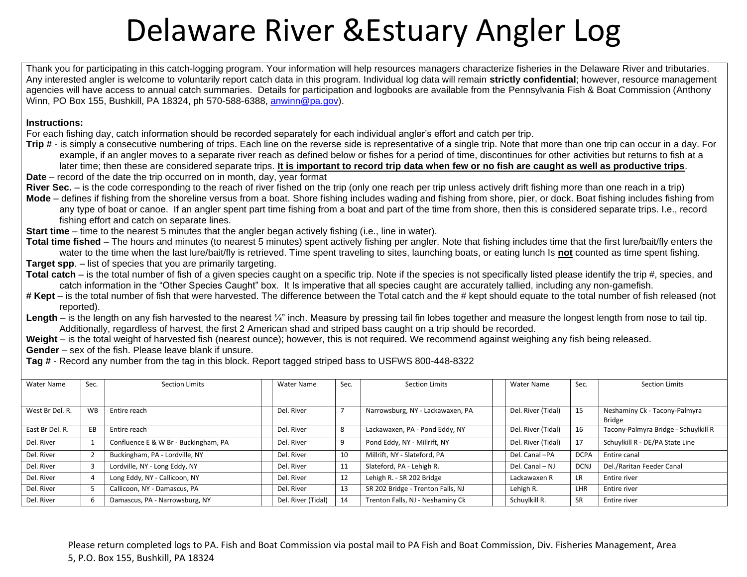# Delaware River &Estuary Angler Log

Thank you for participating in this catch-logging program. Your information will help resources managers characterize fisheries in the Delaware River and tributaries. Any interested angler is welcome to voluntarily report catch data in this program. Individual log data will remain **strictly confidential**; however, resource management agencies will have access to annual catch summaries. Details for participation and logbooks are available from the Pennsylvania Fish & Boat Commission (Anthony Winn, PO Box 155, Bushkill, PA 18324, ph 570-588-6388, anwinn@pa.gov).

**Instructions:**

For each fishing day, catch information should be recorded separately for each individual angler's effort and catch per trip.

**Trip #** - is simply a consecutive numbering of trips. Each line on the reverse side is representative of a single trip. Note that more than one trip can occur in a day. For example, if an angler moves to a separate river reach as defined below or fishes for a period of time, discontinues for other activities but returns to fish at a later time; then these are considered separate trips. **It is important to record trip data when few or no fish are caught as well as productive trips**.

**Date** – record of the date the trip occurred on in month, day, year format

**River Sec.** – is the code corresponding to the reach of river fished on the trip (only one reach per trip unless actively drift fishing more than one reach in a trip)

**Mode** – defines if fishing from the shoreline versus from a boat. Shore fishing includes wading and fishing from shore, pier, or dock. Boat fishing includes fishing from any type of boat or canoe. If an angler spent part time fishing from a boat and part of the time from shore, then this is considered separate trips. I.e., record fishing effort and catch on separate lines.

**Start time** – time to the nearest 5 minutes that the angler began actively fishing (i.e., line in water).

**Total time fished** – The hours and minutes (to nearest 5 minutes) spent actively fishing per angler. Note that fishing includes time that the first lure/bait/fly enters the water to the time when the last lure/bait/fly is retrieved. Time spent traveling to sites, launching boats, or eating lunch Is **not** counted as time spent fishing.

**Target spp**. – list of species that you are primarily targeting.

**Total catch** – is the total number of fish of a given species caught on a specific trip. Note if the species is not specifically listed please identify the trip #, species, and catch information in the "Other Species Caught" box. It Is imperative that all species caught are accurately tallied, including any non-gamefish.

**# Kept** – is the total number of fish that were harvested. The difference between the Total catch and the # kept should equate to the total number of fish released (not reported).

**Length** – is the length on any fish harvested to the nearest ¼" inch. Measure by pressing tail fin lobes together and measure the longest length from nose to tail tip. Additionally, regardless of harvest, the first 2 American shad and striped bass caught on a trip should be recorded.

**Weight** – is the total weight of harvested fish (nearest ounce); however, this is not required. We recommend against weighing any fish being released.

**Gender** – sex of the fish. Please leave blank if unsure.

**Tag #** - Record any number from the tag in this block. Report tagged striped bass to USFWS 800-448-8322

| Water Name | Sec. | Section Limits | Water Name | Sec. | Section Limits | Water Name | Sec. | Section Limits |
|---|---|---|---|---|---|---|---|---|
| West Br Del. R. | WB | Entire reach | Del. River | 7 | Narrowsburg, NY - Lackawaxen, PA | Del. River (Tidal) | 15 | Neshaminy Ck - Tacony-Palmyra Bridge |
| East Br Del. R. | EB | Entire reach | Del. River | 8 | Lackawaxen, PA - Pond Eddy, NY | Del. River (Tidal) | 16 | Tacony-Palmyra Bridge - Schuylkill R |
| Del. River | 1 | Confluence E & W Br - Buckingham, PA | Del. River | 9 | Pond Eddy, NY - Millrift, NY | Del. River (Tidal) | 17 | Schuylkill R - DE/PA State Line |
| Del. River | 2 | Buckingham, PA - Lordville, NY | Del. River | 10 | Millrift, NY - Slateford, PA | Del. Canal –PA | DCPA | Entire canal |
| Del. River | 3 | Lordville, NY - Long Eddy, NY | Del. River | 11 | Slateford, PA - Lehigh R. | Del. Canal – NJ | DCNJ | Del./Raritan Feeder Canal |
| Del. River | 4 | Long Eddy, NY - Callicoon, NY | Del. River | 12 | Lehigh R. - SR 202 Bridge | Lackawaxen R | LR | Entire river |
| Del. River | 5 | Callicoon, NY - Damascus, PA | Del. River | 13 | SR 202 Bridge - Trenton Falls, NJ | Lehigh R. | LHR | Entire river |
| Del. River | 6 | Damascus, PA - Narrowsburg, NY | Del. River (Tidal) | 14 | Trenton Falls, NJ - Neshaminy Ck | Schuylkill R. | SR | Entire river |

Please return completed logs to PA. Fish and Boat Commission via postal mail to PA Fish and Boat Commission, Div. Fisheries Management, Area 5, P.O. Box 155, Bushkill, PA 18324